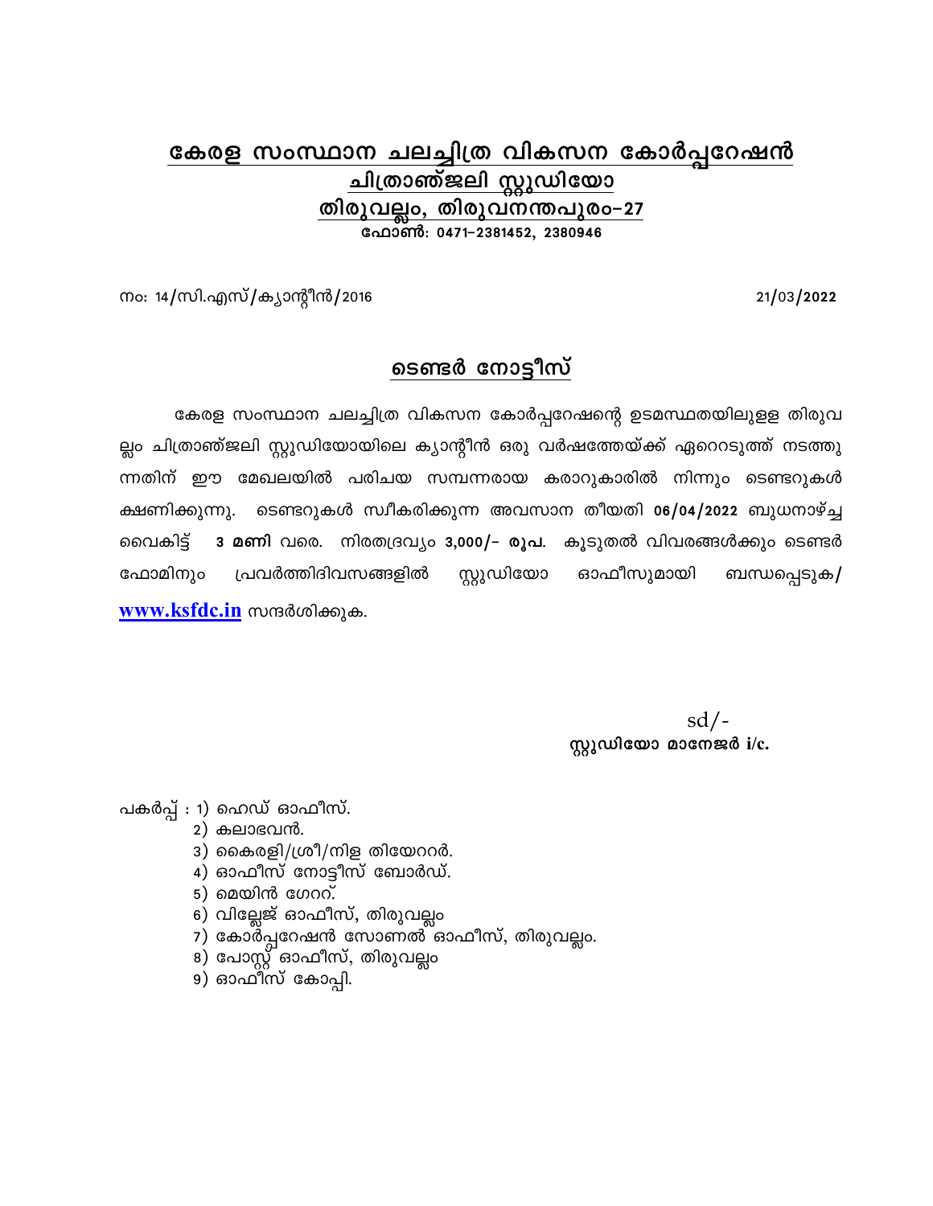## കേരള സംസ്ഥാന ചലച്ചിത്ര വികസന കോർപ്പറേഷൻ
## ചിത്രാഞ്ജലി സ്റ്റുഡിയോ
## തിരുവല്ലം, തിരുവനന്തപുരം-27

**ഫോൺ: 0471-2381452, 2380946**

നം: 14/സി.എസ്/ക്യാന്റീൻ/2016 21/03/**2022**

## ടെണ്ടർ നോട്ടീസ്

കേരള സംസ്ഥാന ചലച്ചിത്ര വികസന കോർപ്പറേഷന്റെ ഉടമസ്ഥതയിലുള്ള തിരുവല്ലം ചിത്രാഞ്ജലി സ്റ്റുഡിയോയിലെ ക്യാന്റീൻ ഒരു വർഷത്തേയ്ക്ക് ഏറ്റെടുത്ത് നടത്തുന്നതിന് ഈ മേഖലയിൽ പരിചയ സമ്പന്നരായ കരാറുകാരിൽ നിന്നും ടെണ്ടറുകൾ ക്ഷണിക്കുന്നു. ടെണ്ടറുകൾ സ്വീകരിക്കുന്ന അവസാന തീയതി **06/04/2022** ബുധനാഴ്ച്ച വൈകിട്ട് **3 മണി** വരെ. നിരതദ്രവ്യം **3,000/- രൂപ.** കൂടുതൽ വിവരങ്ങൾക്കും ടെണ്ടർ ഫോമിനും പ്രവർത്തിദിവസങ്ങളിൽ സ്റ്റുഡിയോ ഓഫീസുമായി ബന്ധപ്പെടുക/ **www.ksfdc.in** സന്ദർശിക്കുക.

sd/-
**സ്റ്റുഡിയോ മാനേജർ i/c.**

പകർപ്പ് :
1) ഹെഡ് ഓഫീസ്.
2) കലാഭവൻ.
3) കൈരളി/ശ്രീ/നിള തിയേറ്റർ.
4) ഓഫീസ് നോട്ടീസ് ബോർഡ്.
5) മെയിൻ ഗേറ്റ്.
6) വില്ലേജ് ഓഫീസ്, തിരുവല്ലം
7) കോർപ്പറേഷൻ സോണൽ ഓഫീസ്, തിരുവല്ലം.
8) പോസ്റ്റ് ഓഫീസ്, തിരുവല്ലം
9) ഓഫീസ് കോപ്പി.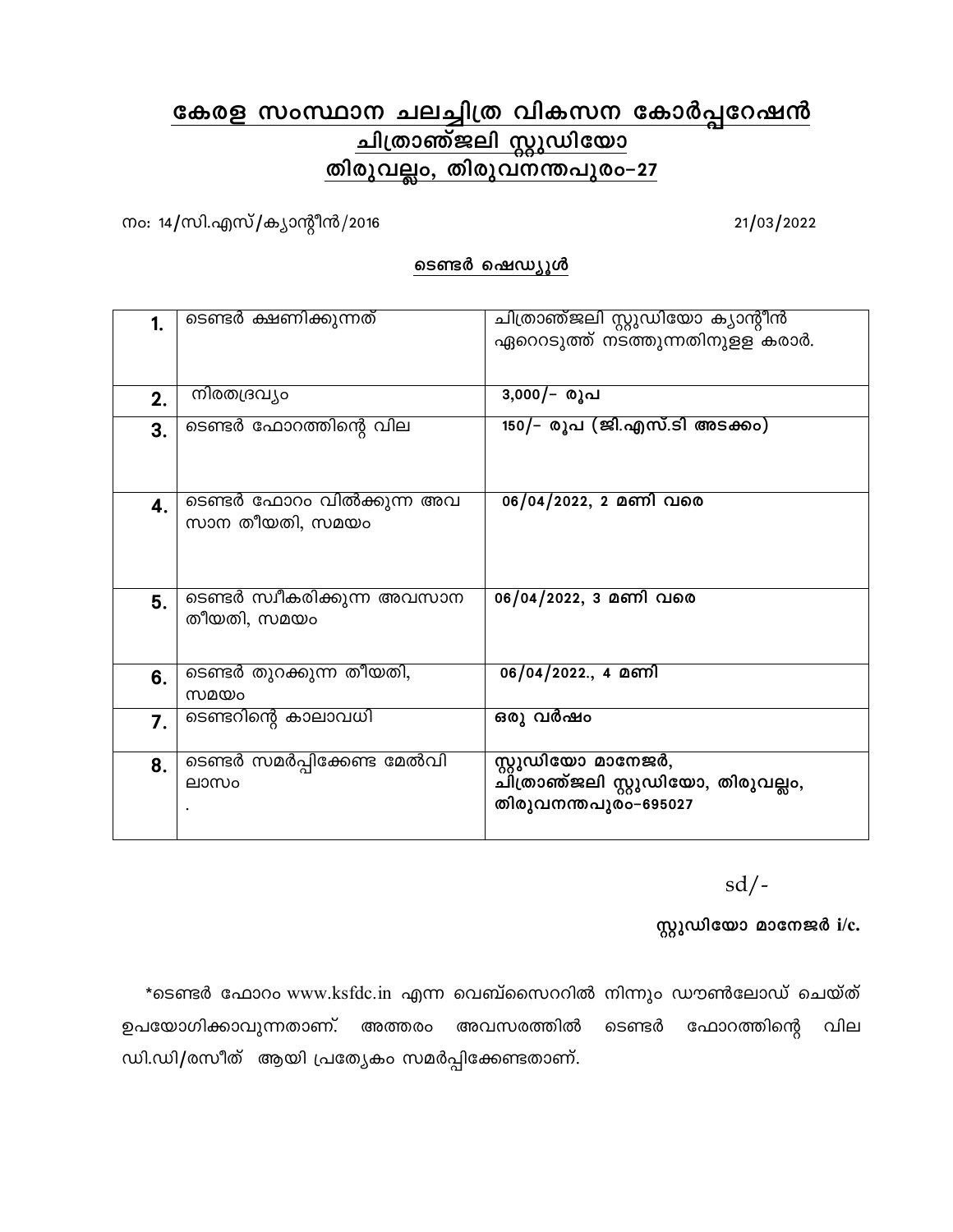# കേരള സംസ്ഥാന ചലച്ചിത്ര വികസന കോർപ്പറേഷൻ
## ചിത്രാഞ്ജലി സ്റ്റുഡിയോ
## തിരുവല്ലം, തിരുവനന്തപുരം-27

നം: 14/സി.എസ്/ക്യാന്റീൻ/2016 21/03/2022

**ടെണ്ടർ ഷെഡ്യൂൾ**

| | | |
|---|---|---|
| **1.** | ടെണ്ടർ ക്ഷണിക്കുന്നത് | ചിത്രാഞ്ജലി സ്റ്റുഡിയോ ക്യാന്റീൻ ഏറെറടുത്ത് നടത്തുന്നതിനുളള കരാർ. |
| **2.** | നിരതദ്രവ്യം | **3,000/- രൂപ** |
| **3.** | ടെണ്ടർ ഫോറത്തിന്റെ വില | **150/- രൂപ (ജി.എസ്.ടി അടക്കം)** |
| **4.** | ടെണ്ടർ ഫോറം വിൽക്കുന്ന അവസാന തീയതി, സമയം | **06/04/2022, 2 മണി വരെ** |
| **5.** | ടെണ്ടർ സ്വീകരിക്കുന്ന അവസാന തീയതി, സമയം | **06/04/2022, 3 മണി വരെ** |
| **6.** | ടെണ്ടർ തുറക്കുന്ന തീയതി, സമയം | **06/04/2022., 4 മണി** |
| **7.** | ടെണ്ടറിന്റെ കാലാവധി | **ഒരു വർഷം** |
| **8.** | ടെണ്ടർ സമർപ്പിക്കേണ്ട മേൽവിലാസം . | **സ്റ്റുഡിയോ മാനേജർ, ചിത്രാഞ്ജലി സ്റ്റുഡിയോ, തിരുവല്ലം, തിരുവനന്തപുരം-695027** |

sd/-

**സ്റ്റുഡിയോ മാനേജർ i/c.**

*ടെണ്ടർ ഫോറം www.ksfdc.in എന്ന വെബ്സൈററിൽ നിന്നും ഡൗൺലോഡ് ചെയ്ത് ഉപയോഗിക്കാവുന്നതാണ്. അത്തരം അവസരത്തിൽ ടെണ്ടർ ഫോറത്തിന്റെ വില ഡി.ഡി/രസീത് ആയി പ്രത്യേകം സമർപ്പിക്കേണ്ടതാണ്.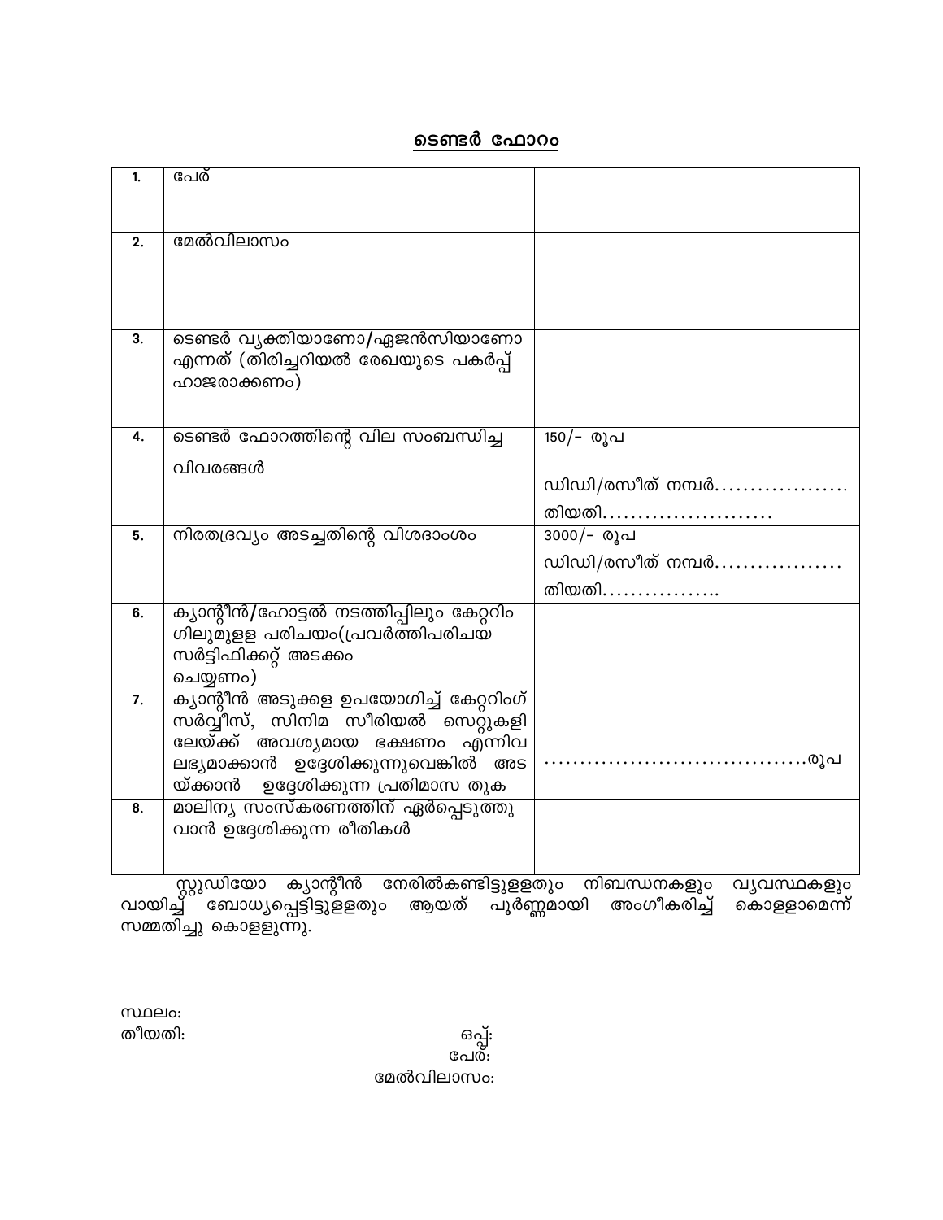## ടെണ്ടർ ഫോറം

| | | |
|---|---|---|
| 1. | പേര് | |
| 2. | മേൽവിലാസം | |
| 3. | ടെണ്ടർ വ്യക്തിയാണോ/ഏജൻസിയാണോ എന്നത് (തിരിച്ചറിയൽ രേഖയുടെ പകർപ്പ് ഹാജരാക്കണം) | |
| 4. | ടെണ്ടർ ഫോറത്തിന്റെ വില സംബന്ധിച്ച വിവരങ്ങൾ | 150/- രൂപ<br>ഡിഡി/രസീത് നമ്പർ...................<br>തിയതി........................ |
| 5. | നിരതദ്രവ്യം അടച്ചതിന്റെ വിശദാംശം | 3000/- രൂപ<br>ഡിഡി/രസീത് നമ്പർ..................<br>തിയതി................. |
| 6. | ക്യാന്റീൻ/ഹോട്ടൽ നടത്തിപ്പിലും കേറ്ററിം ഗിലുമുള്ള പരിചയം(പ്രവർത്തിപരിചയ സർട്ടിഫിക്കറ്റ് അടക്കം ചെയ്യണം) | |
| 7. | ക്യാന്റീൻ അടുക്കള ഉപയോഗിച്ച് കേറ്ററിംഗ് സർവ്വീസ്, സിനിമ സീരിയൽ സെറ്റുകളി ലേയ്ക്ക് അവശ്യമായ ഭക്ഷണം എന്നിവ ലഭ്യമാക്കാൻ ഉദ്ദേശിക്കുന്നുവെങ്കിൽ അട യ്ക്കാൻ ഉദ്ദേശിക്കുന്ന പ്രതിമാസ തുക | .....................................രൂപ |
| 8. | മാലിന്യ സംസ്കരണത്തിന് ഏർപ്പെടുത്തു വാൻ ഉദ്ദേശിക്കുന്ന രീതികൾ | |

സ്റ്റുഡിയോ ക്യാന്റീൻ നേരിൽകണ്ടിട്ടുള്ളതും നിബന്ധനകളും വ്യവസ്ഥകളും വായിച്ച് ബോധ്യപ്പെട്ടിട്ടുള്ളതും ആയത് പൂർണ്ണമായി അംഗീകരിച്ച് കൊള്ളാമെന്ന് സമ്മതിച്ചു കൊള്ളുന്നു.

സ്ഥലം:
തീയതി:

ഒപ്പ്:
പേര്:
മേൽവിലാസം: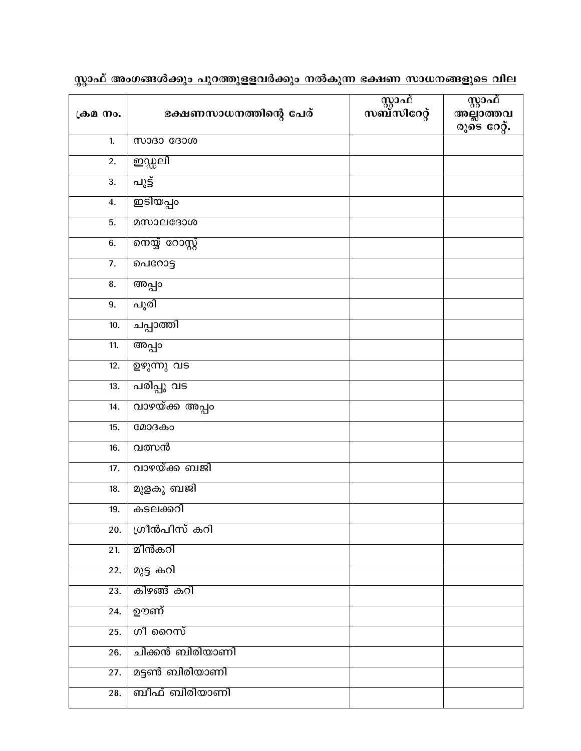<u>സ്റ്റാഫ് അംഗങ്ങൾക്കും പുറത്തുള്ളവർക്കും നൽകുന്ന ഭക്ഷണ സാധനങ്ങളുടെ വില</u>

| ക്രമ നം. | ഭക്ഷണസാധനത്തിന്റെ പേര് | സ്റ്റാഫ് സബ്സിറേറ്റ് | സ്റ്റാഫ് അല്ലാത്തവരുടെ റേറ്റ്. |
|---|---|---|---|
| 1. | സാദാ ദോശ | | |
| 2. | ഇഡ്ഡലി | | |
| 3. | പുട്ട് | | |
| 4. | ഇടിയപ്പം | | |
| 5. | മസാലദോശ | | |
| 6. | നെയ്യ് റോസ്റ്റ് | | |
| 7. | പെറോട്ട | | |
| 8. | അപ്പം | | |
| 9. | പൂരി | | |
| 10. | ചപ്പാത്തി | | |
| 11. | അപ്പം | | |
| 12. | ഉഴുന്നു വട | | |
| 13. | പരിപ്പു വട | | |
| 14. | വാഴയ്ക്ക അപ്പം | | |
| 15. | മോദകം | | |
| 16. | വത്സൻ | | |
| 17. | വാഴയ്ക്ക ബജി | | |
| 18. | മുളകു ബജി | | |
| 19. | കടലക്കറി | | |
| 20. | ഗ്രീൻപീസ് കറി | | |
| 21. | മീൻകറി | | |
| 22. | മുട്ട കറി | | |
| 23. | കിഴങ്ങ് കറി | | |
| 24. | ഊണ് | | |
| 25. | ഗീ റൈസ് | | |
| 26. | ചിക്കൻ ബിരിയാണി | | |
| 27. | മട്ടൺ ബിരിയാണി | | |
| 28. | ബീഫ് ബിരിയാണി | | |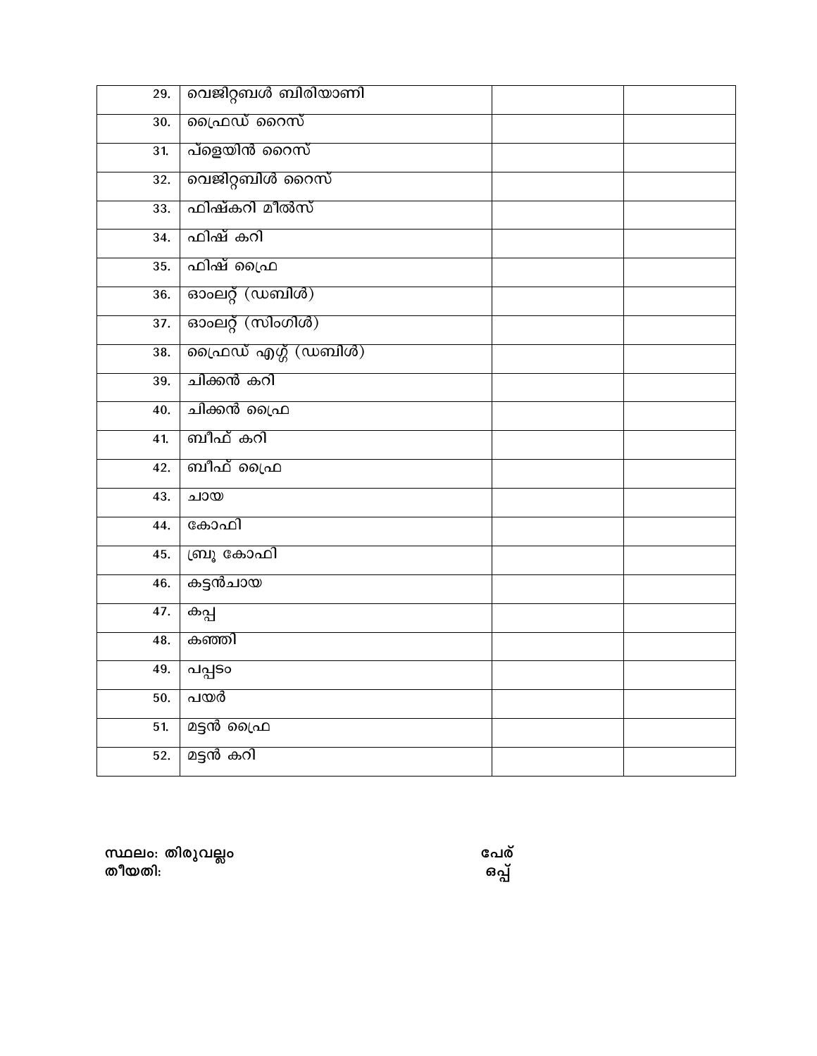| | | | |
|---|---|---|---|
| 29. | വെജിറ്റബൾ ബിരിയാണി | | |
| 30. | ഫ്രൈഡ് റൈസ് | | |
| 31. | പ്ളെയിൻ റൈസ് | | |
| 32. | വെജിറ്റബിൾ റൈസ് | | |
| 33. | ഫിഷ്കറി മീൽസ് | | |
| 34. | ഫിഷ് കറി | | |
| 35. | ഫിഷ് ഫ്രൈ | | |
| 36. | ഓംലറ്റ് (ഡബിൾ) | | |
| 37. | ഓംലറ്റ് (സിംഗിൾ) | | |
| 38. | ഫ്രൈഡ് എഗ്ഗ് (ഡബിൾ) | | |
| 39. | ചിക്കൻ കറി | | |
| 40. | ചിക്കൻ ഫ്രൈ | | |
| 41. | ബീഫ് കറി | | |
| 42. | ബീഫ് ഫ്രൈ | | |
| 43. | ചായ | | |
| 44. | കോഫി | | |
| 45. | ബ്രൂ കോഫി | | |
| 46. | കട്ടൻചായ | | |
| 47. | കപ്പ | | |
| 48. | കഞ്ഞി | | |
| 49. | പപ്പടം | | |
| 50. | പയർ | | |
| 51. | മട്ടൻ ഫ്രൈ | | |
| 52. | മട്ടൻ കറി | | |

**സ്ഥലം: തിരുവല്ലം** **പേര്**
**തീയതി:** **ഒപ്പ്**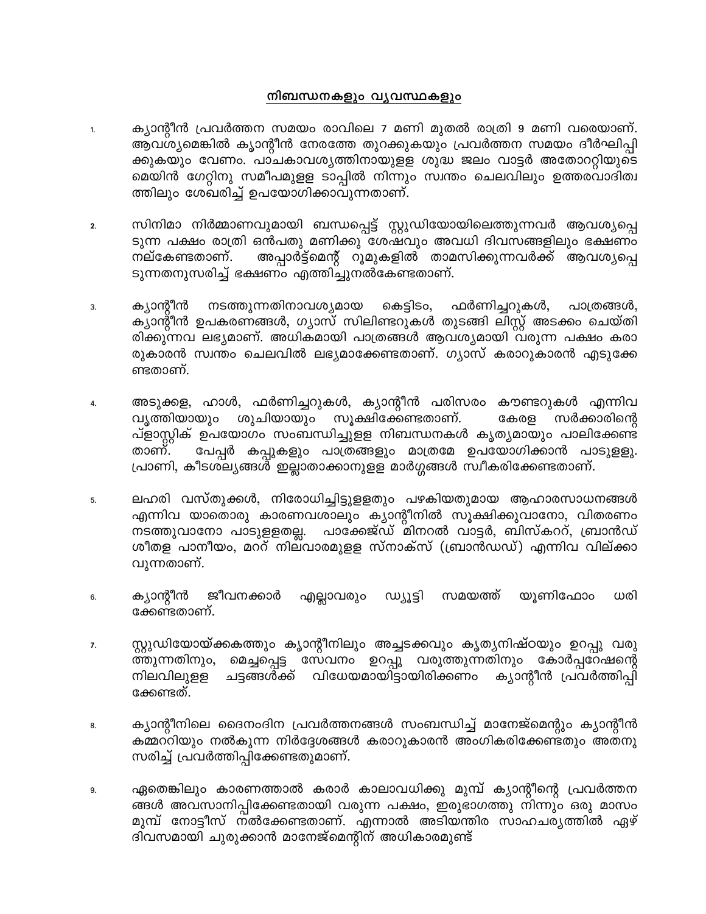## നിബന്ധനകളും വ്യവസ്ഥകളും

1. ക്യാന്റീൻ പ്രവർത്തന സമയം രാവിലെ 7 മണി മുതൽ രാത്രി 9 മണി വരെയാണ്. ആവശ്യമെങ്കിൽ ക്യാന്റീൻ നേരത്തേ തുറക്കുകയും പ്രവർത്തന സമയം ദീർഘിപ്പിക്കുകയും വേണം. പാചകാവശ്യത്തിനായുള്ള ശുദ്ധ ജലം വാട്ടർ അതോറിറ്റിയുടെ മെയിൻ ഗേറ്റിനു സമീപമുള്ള ടാപ്പിൽ നിന്നും സ്വന്തം ചെലവിലും ഉത്തരവാദിത്വത്തിലും ശേഖരിച്ച് ഉപയോഗിക്കാവുന്നതാണ്.

2. സിനിമാ നിർമ്മാണവുമായി ബന്ധപ്പെട്ട് സ്റ്റുഡിയോയിലെത്തുന്നവർ ആവശ്യപ്പെടുന്ന പക്ഷം രാത്രി ഒൻപതു മണിക്കു ശേഷവും അവധി ദിവസങ്ങളിലും ഭക്ഷണം നല്കേണ്ടതാണ്. അപ്പാർട്ട്മെന്റ് റൂമുകളിൽ താമസിക്കുന്നവർക്ക് ആവശ്യപ്പെടുന്നതനുസരിച്ച് ഭക്ഷണം എത്തിച്ചുനൽകേണ്ടതാണ്.

3. ക്യാന്റീൻ നടത്തുന്നതിനാവശ്യമായ കെട്ടിടം, ഫർണിച്ചറുകൾ, പാത്രങ്ങൾ, ക്യാന്റീൻ ഉപകരണങ്ങൾ, ഗ്യാസ് സിലിണ്ടറുകൾ തുടങ്ങി ലിസ്റ്റ് അടക്കം ചെയ്തിരിക്കുന്നവ ലഭ്യമാണ്. അധികമായി പാത്രങ്ങൾ ആവശ്യമായി വരുന്ന പക്ഷം കരാരുകാരൻ സ്വന്തം ചെലവിൽ ലഭ്യമാക്കേണ്ടതാണ്. ഗ്യാസ് കരാറുകാരൻ എടുക്കേണ്ടതാണ്.

4. അടുക്കള, ഹാൾ, ഫർണിച്ചറുകൾ, ക്യാന്റീൻ പരിസരം കൗണ്ടറുകൾ എന്നിവ വൃത്തിയായും ശുചിയായും സൂക്ഷിക്കേണ്ടതാണ്. കേരള സർക്കാരിന്റെ പ്ളാസ്റ്റിക് ഉപയോഗം സംബന്ധിച്ചുള്ള നിബന്ധനകൾ കൃത്യമായും പാലിക്കേണ്ടതാണ്. പേപ്പർ കപ്പുകളും പാത്രങ്ങളും മാത്രമേ ഉപയോഗിക്കാൻ പാടുള്ളു. പ്രാണി, കീടശല്യങ്ങൾ ഇല്ലാതാക്കാനുള്ള മാർഗ്ഗങ്ങൾ സ്വീകരിക്കേണ്ടതാണ്.

5. ലഹരി വസ്തുക്കൾ, നിരോധിച്ചിട്ടുള്ളതും പഴകിയതുമായ ആഹാരസാധനങ്ങൾ എന്നിവ യാതൊരു കാരണവശാലും ക്യാന്റീനിൽ സൂക്ഷിക്കുവാനോ, വിതരണം നടത്തുവാനോ പാടുള്ളതല്ല. പാക്കേജ്ഡ് മിനറൽ വാട്ടർ, ബിസ്കററ്, ബ്രാൻഡ് ശീതള പാനീയം, മററ് നിലവാരമുള്ള സ്നാക്സ് (ബ്രാൻഡഡ്) എന്നിവ വില്ക്കാവുന്നതാണ്.

6. ക്യാന്റീൻ ജീവനക്കാർ എല്ലാവരും ഡ്യൂട്ടി സമയത്ത് യൂണിഫോം ധരിക്കേണ്ടതാണ്.

7. സ്റ്റുഡിയോയ്ക്കകത്തും ക്യാന്റീനിലും അച്ചടക്കവും കൃത്യനിഷ്ഠയും ഉറപ്പു വരുത്തുന്നതിനും, മെച്ചപ്പെട്ട സേവനം ഉറപ്പു വരുത്തുന്നതിനും കോർപ്പറേഷന്റെ നിലവിലുള്ള ചട്ടങ്ങൾക്ക് വിധേയമായിട്ടായിരിക്കണം ക്യാന്റീൻ പ്രവർത്തിപ്പിക്കേണ്ടത്.

8. ക്യാന്റീനിലെ ദൈനംദിന പ്രവർത്തനങ്ങൾ സംബന്ധിച്ച് മാനേജ്മെന്റും ക്യാന്റീൻ കമ്മററിയും നൽകുന്ന നിർദ്ദേശങ്ങൾ കരാറുകാരൻ അംഗീകരിക്കേണ്ടതും അതനുസരിച്ച് പ്രവർത്തിപ്പിക്കേണ്ടതുമാണ്.

9. ഏതെങ്കിലും കാരണത്താൽ കരാർ കാലാവധിക്കു മുമ്പ് ക്യാന്റീന്റെ പ്രവർത്തനങ്ങൾ അവസാനിപ്പിക്കേണ്ടതായി വരുന്ന പക്ഷം, ഇരുഭാഗത്തു നിന്നും ഒരു മാസം മുമ്പ് നോട്ടീസ് നൽകേണ്ടതാണ്. എന്നാൽ അടിയന്തിര സാഹചര്യത്തിൽ ഏഴ് ദിവസമായി ചുരുക്കാൻ മാനേജ്മെന്റിന് അധികാരമുണ്ട്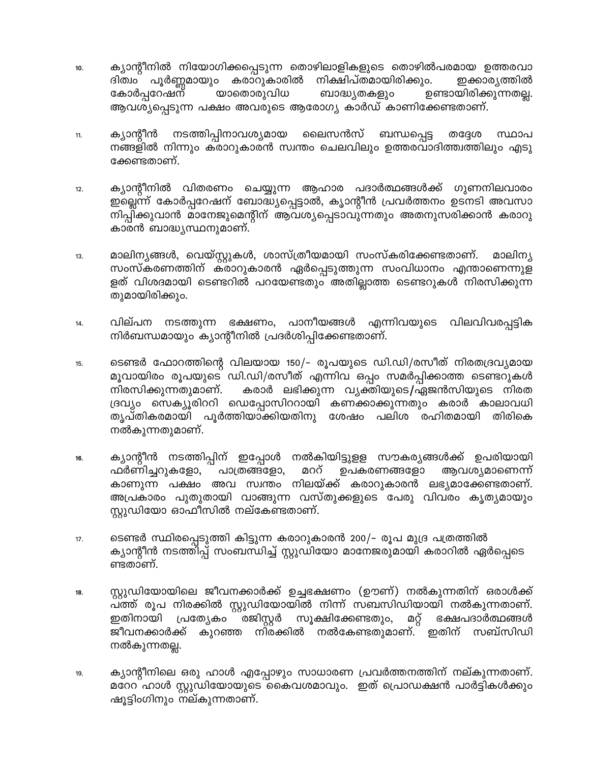10. ക്യാന്റീനിൽ നിയോഗിക്കപ്പെടുന്ന തൊഴിലാളികളുടെ തൊഴിൽപരമായ ഉത്തരവാദിത്വം പൂർണ്ണമായും കരാറുകാരിൽ നിക്ഷിപ്തമായിരിക്കും. ഇക്കാര്യത്തിൽ കോർപ്പറേഷന് യാതൊരുവിധ ബാദ്ധ്യതകളും ഉണ്ടായിരിക്കുന്നതല്ല. ആവശ്യപ്പെടുന്ന പക്ഷം അവരുടെ ആരോഗ്യ കാർഡ് കാണിക്കേണ്ടതാണ്.

11. ക്യാന്റീൻ നടത്തിപ്പിനാവശ്യമായ ലൈസൻസ് ബന്ധപ്പെട്ട തദ്ദേശ സ്ഥാപനങ്ങളിൽ നിന്നും കരാറുകാരൻ സ്വന്തം ചെലവിലും ഉത്തരവാദിത്വത്തിലും എടുക്കേണ്ടതാണ്.

12. ക്യാന്റീനിൽ വിതരണം ചെയ്യുന്ന ആഹാര പദാർത്ഥങ്ങൾക്ക് ഗുണനിലവാരം ഇല്ലെന്ന് കോർപ്പറേഷന് ബോദ്ധ്യപ്പെട്ടാൽ, ക്യാന്റീൻ പ്രവർത്തനം ഉടനടി അവസാനിപ്പിക്കുവാൻ മാനേജുമെന്റിന് ആവശ്യപ്പെടാവുന്നതും അതനുസരിക്കാൻ കരാറുകാരൻ ബാദ്ധ്യസ്ഥനുമാണ്.

13. മാലിന്യങ്ങൾ, വെയ്സ്റ്റുകൾ, ശാസ്ത്രീയമായി സംസ്കരിക്കേണ്ടതാണ്. മാലിന്യ സംസ്കരണത്തിന് കരാറുകാരൻ ഏർപ്പെടുത്തുന്ന സംവിധാനം എന്താണെന്നുള്ളത് വിശദമായി ടെണ്ടറിൽ പറയേണ്ടതും അതില്ലാത്ത ടെണ്ടറുകൾ നിരസിക്കുന്നതുമായിരിക്കും.

14. വില്പന നടത്തുന്ന ഭക്ഷണം, പാനീയങ്ങൾ എന്നിവയുടെ വിലവിവരപ്പട്ടിക നിർബന്ധമായും ക്യാന്റീനിൽ പ്രദർശിപ്പിക്കേണ്ടതാണ്.

15. ടെണ്ടർ ഫോറത്തിന്റെ വിലയായ 150/- രൂപയുടെ ഡി.ഡി/രസീത് നിരതദ്രവ്യമായ മൂവായിരം രൂപയുടെ ഡി.ഡി/രസീത് എന്നിവ ഒപ്പം സമർപ്പിക്കാത്ത ടെണ്ടറുകൾ നിരസിക്കുന്നതുമാണ്. കരാർ ലഭിക്കുന്ന വ്യക്തിയുടെ/ഏജൻസിയുടെ നിരത ദ്രവ്യം സെക്യൂരിററി ഡെപ്പോസിററായി കണക്കാക്കുന്നതും കരാർ കാലാവധി തൃപ്തികരമായി പൂർത്തിയാക്കിയതിനു ശേഷം പലിശ രഹിതമായി തിരികെ നൽകുന്നതുമാണ്.

16. ക്യാന്റീൻ നടത്തിപ്പിന് ഇപ്പോൾ നൽകിയിട്ടുള്ള സൗകര്യങ്ങൾക്ക് ഉപരിയായി ഫർണിച്ചറുകളോ, പാത്രങ്ങളോ, മററ് ഉപകരണങ്ങളോ ആവശ്യമാണെന്ന് കാണുന്ന പക്ഷം അവ സ്വന്തം നിലയ്ക്ക് കരാറുകാരൻ ലഭ്യമാക്കേണ്ടതാണ്. അപ്രകാരം പുതുതായി വാങ്ങുന്ന വസ്തുക്കളുടെ പേരു വിവരം കൃത്യമായും സ്റ്റുഡിയോ ഓഫീസിൽ നല്കേണ്ടതാണ്.

17. ടെണ്ടർ സ്ഥിരപ്പെടുത്തി കിട്ടുന്ന കരാറുകാരൻ 200/- രൂപ മുദ്ര പത്രത്തിൽ ക്യാന്റീൻ നടത്തിപ്പ് സംബന്ധിച്ച് സ്റ്റുഡിയോ മാനേജരുമായി കരാറിൽ ഏർപ്പെടേണ്ടതാണ്.

18. സ്റ്റുഡിയോയിലെ ജീവനക്കാർക്ക് ഉച്ചഭക്ഷണം (ഊണ്) നൽകുന്നതിന് ഒരാൾക്ക് പത്ത് രൂപ നിരക്കിൽ സ്റ്റുഡിയോയിൽ നിന്ന് സബസിഡിയായി നൽകുന്നതാണ്. ഇതിനായി പ്രത്യേകം രജിസ്റ്റർ സൂക്ഷിക്കേണ്ടതും, മറ്റ് ഭക്ഷപദാർത്ഥങ്ങൾ ജീവനക്കാർക്ക് കുറഞ്ഞ നിരക്കിൽ നൽകേണ്ടതുമാണ്. ഇതിന് സബ്സിഡി നൽകുന്നതല്ല.

19. ക്യാന്റീനിലെ ഒരു ഹാൾ എപ്പോഴും സാധാരണ പ്രവർത്തനത്തിന് നല്കുന്നതാണ്. മറേറ ഹാൾ സ്റ്റുഡിയോയുടെ കൈവശമാവും. ഇത് പ്രൊഡക്ഷൻ പാർട്ടികൾക്കും ഷൂട്ടിംഗിനും നല്കുന്നതാണ്.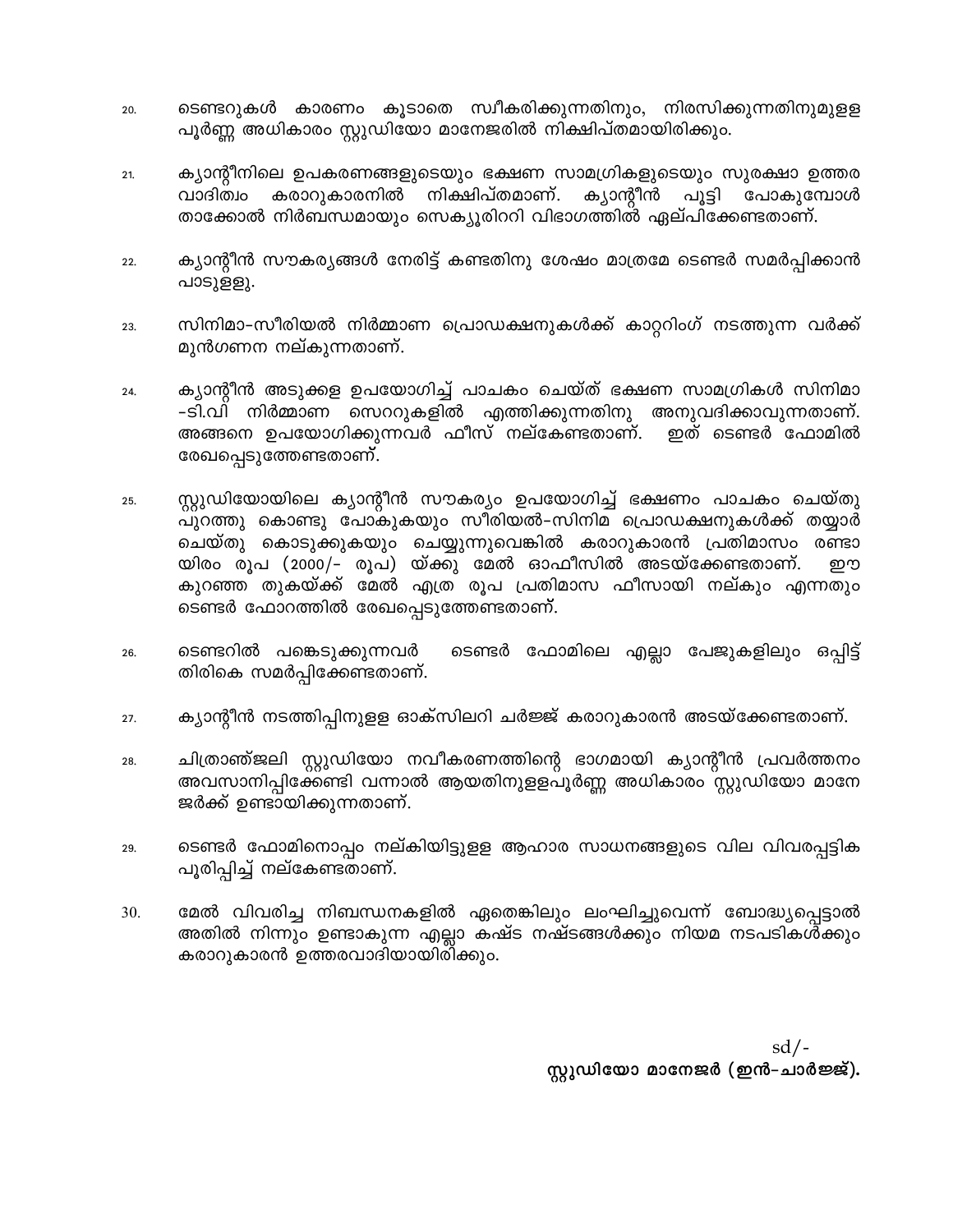20. ടെണ്ടറുകൾ കാരണം കൂടാതെ സ്വീകരിക്കുന്നതിനും, നിരസിക്കുന്നതിനുമുളള പൂർണ്ണ അധികാരം സ്റ്റുഡിയോ മാനേജരിൽ നിക്ഷിപ്തമായിരിക്കും.

21. ക്യാന്റീനിലെ ഉപകരണങ്ങളുടെയും ഭക്ഷണ സാമഗ്രികളുടെയും സുരക്ഷാ ഉത്തര വാദിത്വം കരാറുകാരനിൽ നിക്ഷിപ്തമാണ്. ക്യാന്റീൻ പൂട്ടി പോകുമ്പോൾ താക്കോൽ നിർബന്ധമായും സെക്യൂരിററി വിഭാഗത്തിൽ ഏല്പിക്കേണ്ടതാണ്.

22. ക്യാന്റീൻ സൗകര്യങ്ങൾ നേരിട്ട് കണ്ടതിനു ശേഷം മാത്രമേ ടെണ്ടർ സമർപ്പിക്കാൻ പാടുളളു.

23. സിനിമാ-സീരിയൽ നിർമ്മാണ പ്രൊഡക്ഷനുകൾക്ക് കാറ്ററിംഗ് നടത്തുന്ന വർക്ക് മുൻഗണന നല്കുന്നതാണ്.

24. ക്യാന്റീൻ അടുക്കള ഉപയോഗിച്ച് പാചകം ചെയ്ത് ഭക്ഷണ സാമഗ്രികൾ സിനിമാ -ടി.വി നിർമ്മാണ സെററുകളിൽ എത്തിക്കുന്നതിനു അനുവദിക്കാവുന്നതാണ്. അങ്ങനെ ഉപയോഗിക്കുന്നവർ ഫീസ് നല്കേണ്ടതാണ്. ഇത് ടെണ്ടർ ഫോമിൽ രേഖപ്പെടുത്തേണ്ടതാണ്.

25. സ്റ്റുഡിയോയിലെ ക്യാന്റീൻ സൗകര്യം ഉപയോഗിച്ച് ഭക്ഷണം പാചകം ചെയ്തു പുറത്തു കൊണ്ടു പോകുകയും സീരിയൽ-സിനിമ പ്രൊഡക്ഷനുകൾക്ക് തയ്യാർ ചെയ്തു കൊടുക്കുകയും ചെയ്യുന്നുവെങ്കിൽ കരാറുകാരൻ പ്രതിമാസം രണ്ടായിരം രൂപ (2000/- രൂപ) യ്ക്കു മേൽ ഓഫീസിൽ അടയ്ക്കേണ്ടതാണ്. ഈ കുറഞ്ഞ തുകയ്ക്ക് മേൽ എത്ര രൂപ പ്രതിമാസ ഫീസായി നല്കും എന്നതും ടെണ്ടർ ഫോറത്തിൽ രേഖപ്പെടുത്തേണ്ടതാണ്.

26. ടെണ്ടറിൽ പങ്കെടുക്കുന്നവർ ടെണ്ടർ ഫോമിലെ എല്ലാ പേജുകളിലും ഒപ്പിട്ട് തിരികെ സമർപ്പിക്കേണ്ടതാണ്.

27. ക്യാന്റീൻ നടത്തിപ്പിനുളള ഓക്സിലറി ചർജ്ജ് കരാറുകാരൻ അടയ്ക്കേണ്ടതാണ്.

28. ചിത്രാഞ്ജലി സ്റ്റുഡിയോ നവീകരണത്തിന്റെ ഭാഗമായി ക്യാന്റീൻ പ്രവർത്തനം അവസാനിപ്പിക്കേണ്ടി വന്നാൽ ആയതിനുളളപൂർണ്ണ അധികാരം സ്റ്റുഡിയോ മാനേജർക്ക് ഉണ്ടായിക്കുന്നതാണ്.

29. ടെണ്ടർ ഫോമിനൊപ്പം നല്കിയിട്ടുളള ആഹാര സാധനങ്ങളുടെ വില വിവരപ്പട്ടിക പൂരിപ്പിച്ച് നല്കേണ്ടതാണ്.

30. മേൽ വിവരിച്ച നിബന്ധനകളിൽ ഏതെങ്കിലും ലംഘിച്ചുവെന്ന് ബോദ്ധ്യപ്പെട്ടാൽ അതിൽ നിന്നും ഉണ്ടാകുന്ന എല്ലാ കഷ്ട നഷ്ടങ്ങൾക്കും നിയമ നടപടികൾക്കും കരാറുകാരൻ ഉത്തരവാദിയായിരിക്കും.

sd/-

**സ്റ്റുഡിയോ മാനേജർ (ഇൻ-ചാർജ്ജ്).**